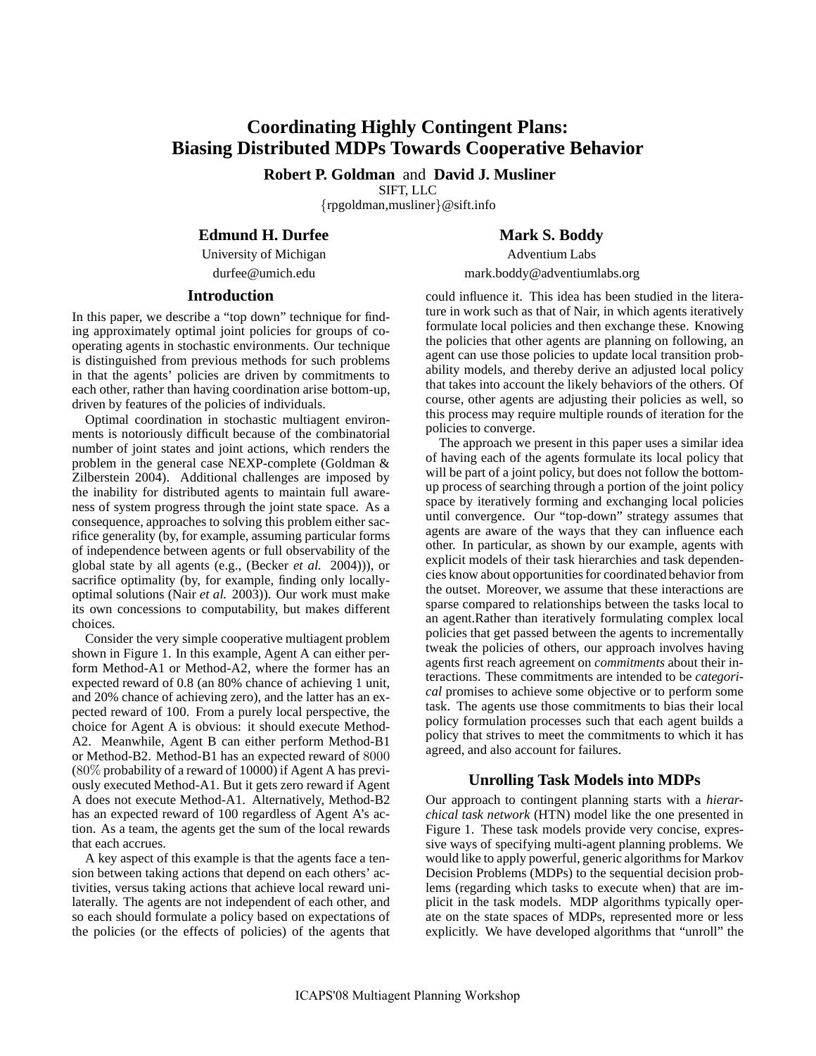# Coordinating Highly Contingent Plans: Biasing Distributed MDPs Towards Cooperative Behavior

**Robert P. Goldman** and **David J. Musliner**
SIFT, LLC
{rpgoldman,musliner}@sift.info

**Edmund H. Durfee**
University of Michigan
durfee@umich.edu

**Mark S. Boddy**
Adventium Labs
mark.boddy@adventiumlabs.org

## Introduction

In this paper, we describe a "top down" technique for finding approximately optimal joint policies for groups of cooperating agents in stochastic environments. Our technique is distinguished from previous methods for such problems in that the agents' policies are driven by commitments to each other, rather than having coordination arise bottom-up, driven by features of the policies of individuals.

Optimal coordination in stochastic multiagent environments is notoriously difficult because of the combinatorial number of joint states and joint actions, which renders the problem in the general case NEXP-complete (Goldman & Zilberstein 2004). Additional challenges are imposed by the inability for distributed agents to maintain full awareness of system progress through the joint state space. As a consequence, approaches to solving this problem either sacrifice generality (by, for example, assuming particular forms of independence between agents or full observability of the global state by all agents (e.g., (Becker *et al.* 2004))), or sacrifice optimality (by, for example, finding only locally-optimal solutions (Nair *et al.* 2003)). Our work must make its own concessions to computability, but makes different choices.

Consider the very simple cooperative multiagent problem shown in Figure 1. In this example, Agent A can either perform Method-A1 or Method-A2, where the former has an expected reward of 0.8 (an 80% chance of achieving 1 unit, and 20% chance of achieving zero), and the latter has an expected reward of 100. From a purely local perspective, the choice for Agent A is obvious: it should execute Method-A2. Meanwhile, Agent B can either perform Method-B1 or Method-B2. Method-B1 has an expected reward of $8000$ ($80\%$ probability of a reward of 10000) if Agent A has previously executed Method-A1. But it gets zero reward if Agent A does not execute Method-A1. Alternatively, Method-B2 has an expected reward of 100 regardless of Agent A's action. As a team, the agents get the sum of the local rewards that each accrues.

A key aspect of this example is that the agents face a tension between taking actions that depend on each others' activities, versus taking actions that achieve local reward unilaterally. The agents are not independent of each other, and so each should formulate a policy based on expectations of the policies (or the effects of policies) of the agents that could influence it. This idea has been studied in the literature in work such as that of Nair, in which agents iteratively formulate local policies and then exchange these. Knowing the policies that other agents are planning on following, an agent can use those policies to update local transition probability models, and thereby derive an adjusted local policy that takes into account the likely behaviors of the others. Of course, other agents are adjusting their policies as well, so this process may require multiple rounds of iteration for the policies to converge.

The approach we present in this paper uses a similar idea of having each of the agents formulate its local policy that will be part of a joint policy, but does not follow the bottom-up process of searching through a portion of the joint policy space by iteratively forming and exchanging local policies until convergence. Our "top-down" strategy assumes that agents are aware of the ways that they can influence each other. In particular, as shown by our example, agents with explicit models of their task hierarchies and task dependencies know about opportunities for coordinated behavior from the outset. Moreover, we assume that these interactions are sparse compared to relationships between the tasks local to an agent.Rather than iteratively formulating complex local policies that get passed between the agents to incrementally tweak the policies of others, our approach involves having agents first reach agreement on *commitments* about their interactions. These commitments are intended to be *categorical* promises to achieve some objective or to perform some task. The agents use those commitments to bias their local policy formulation processes such that each agent builds a policy that strives to meet the commitments to which it has agreed, and also account for failures.

## Unrolling Task Models into MDPs

Our approach to contingent planning starts with a *hierarchical task network* (HTN) model like the one presented in Figure 1. These task models provide very concise, expressive ways of specifying multi-agent planning problems. We would like to apply powerful, generic algorithms for Markov Decision Problems (MDPs) to the sequential decision problems (regarding which tasks to execute when) that are implicit in the task models. MDP algorithms typically operate on the state spaces of MDPs, represented more or less explicitly. We have developed algorithms that "unroll" the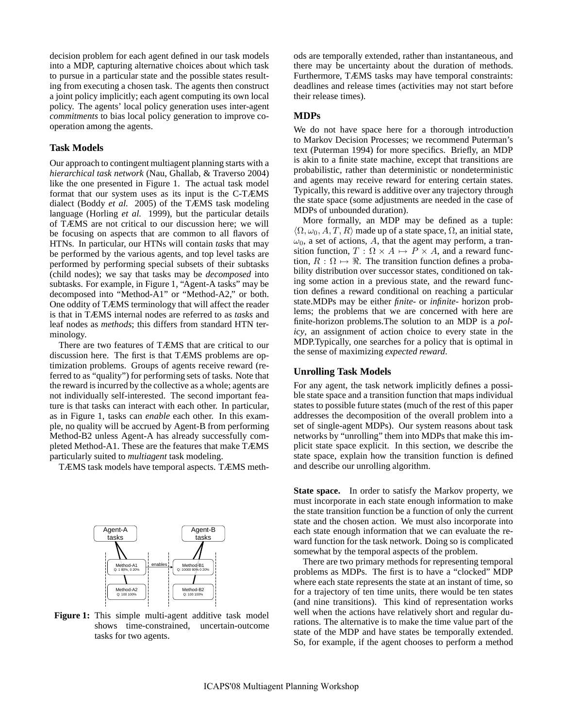decision problem for each agent defined in our task models into a MDP, capturing alternative choices about which task to pursue in a particular state and the possible states resulting from executing a chosen task. The agents then construct a joint policy implicitly; each agent computing its own local policy. The agents' local policy generation uses inter-agent *commitments* to bias local policy generation to improve cooperation among the agents.

### Task Models

Our approach to contingent multiagent planning starts with a *hierarchical task network* (Nau, Ghallab, & Traverso 2004) like the one presented in Figure 1. The actual task model format that our system uses as its input is the C-TÆMS dialect (Boddy *et al.* 2005) of the TÆMS task modeling language (Horling *et al.* 1999), but the particular details of TÆMS are not critical to our discussion here; we will be focusing on aspects that are common to all flavors of HTNs. In particular, our HTNs will contain *tasks* that may be performed by the various agents, and top level tasks are performed by performing special subsets of their subtasks (child nodes); we say that tasks may be *decomposed* into subtasks. For example, in Figure 1, "Agent-A tasks" may be decomposed into "Method-A1" or "Method-A2," or both. One oddity of TÆMS terminology that will affect the reader is that in TÆMS internal nodes are referred to as *tasks* and leaf nodes as *methods*; this differs from standard HTN terminology.

There are two features of TÆMS that are critical to our discussion here. The first is that TÆMS problems are optimization problems. Groups of agents receive reward (referred to as "quality") for performing sets of tasks. Note that the reward is incurred by the collective as a whole; agents are not individually self-interested. The second important feature is that tasks can interact with each other. In particular, as in Figure 1, tasks can *enable* each other. In this example, no quality will be accrued by Agent-B from performing Method-B2 unless Agent-A has already successfully completed Method-A1. These are the features that make TÆMS particularly suited to *multiagent* task modeling.

TÆMS task models have temporal aspects. TÆMS methods are temporally extended, rather than instantaneous, and there may be uncertainty about the duration of methods. Furthermore, TÆMS tasks may have temporal constraints: deadlines and release times (activities may not start before their release times).

**Figure 1:** This simple multi-agent additive task model shows time-constrained, uncertain-outcome tasks for two agents.

### MDPs

We do not have space here for a thorough introduction to Markov Decision Processes; we recommend Puterman's text (Puterman 1994) for more specifics. Briefly, an MDP is akin to a finite state machine, except that transitions are probabilistic, rather than deterministic or nondeterministic and agents may receive reward for entering certain states. Typically, this reward is additive over any trajectory through the state space (some adjustments are needed in the case of MDPs of unbounded duration).

More formally, an MDP may be defined as a tuple: $\langle \Omega, \omega_0, A, T, R \rangle$ made up of a state space, $\Omega$, an initial state, $\omega_0$, a set of actions, $A$, that the agent may perform, a transition function, $T : \Omega \times A \mapsto P \times A$, and a reward function, $R : \Omega \mapsto \Re$. The transition function defines a probability distribution over successor states, conditioned on taking some action in a previous state, and the reward function defines a reward conditional on reaching a particular state.MDPs may be either *finite-* or *infinite-* horizon problems; the problems that we are concerned with here are finite-horizon problems.The solution to an MDP is a *policy*, an assignment of action choice to every state in the MDP.Typically, one searches for a policy that is optimal in the sense of maximizing *expected reward*.

### Unrolling Task Models

For any agent, the task network implicitly defines a possible state space and a transition function that maps individual states to possible future states (much of the rest of this paper addresses the decomposition of the overall problem into a set of single-agent MDPs). Our system reasons about task networks by "unrolling" them into MDPs that make this implicit state space explicit. In this section, we describe the state space, explain how the transition function is defined and describe our unrolling algorithm.

**State space.** In order to satisfy the Markov property, we must incorporate in each state enough information to make the state transition function be a function of only the current state and the chosen action. We must also incorporate into each state enough information that we can evaluate the reward function for the task network. Doing so is complicated somewhat by the temporal aspects of the problem.

There are two primary methods for representing temporal problems as MDPs. The first is to have a "clocked" MDP where each state represents the state at an instant of time, so for a trajectory of ten time units, there would be ten states (and nine transitions). This kind of representation works well when the actions have relatively short and regular durations. The alternative is to make the time value part of the state of the MDP and have states be temporally extended. So, for example, if the agent chooses to perform a method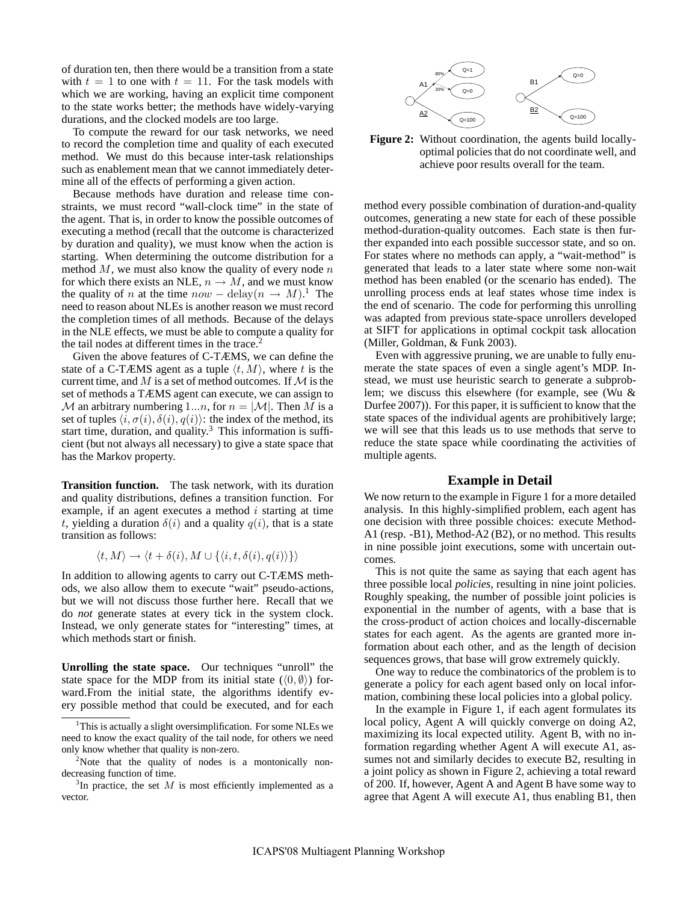of duration ten, then there would be a transition from a state with $t = 1$ to one with $t = 11$. For the task models with which we are working, having an explicit time component to the state works better; the methods have widely-varying durations, and the clocked models are too large.

To compute the reward for our task networks, we need to record the completion time and quality of each executed method. We must do this because inter-task relationships such as enablement mean that we cannot immediately determine all of the effects of performing a given action.

Because methods have duration and release time constraints, we must record "wall-clock time" in the state of the agent. That is, in order to know the possible outcomes of executing a method (recall that the outcome is characterized by duration and quality), we must know when the action is starting. When determining the outcome distribution for a method $M$, we must also know the quality of every node $n$ for which there exists an NLE, $n \rightarrow M$, and we must know the quality of $n$ at the time $now - \text{delay}(n \rightarrow M)$.[1] The need to reason about NLEs is another reason we must record the completion times of all methods. Because of the delays in the NLE effects, we must be able to compute a quality for the tail nodes at different times in the trace.[2]

Given the above features of C-TÆMS, we can define the state of a C-TÆMS agent as a tuple $\langle t, M \rangle$, where $t$ is the current time, and $M$ is a set of method outcomes. If $\mathcal{M}$ is the set of methods a TÆMS agent can execute, we can assign to $\mathcal{M}$ an arbitrary numbering $1...n$, for $n = |\mathcal{M}|$. Then $M$ is a set of tuples $\langle i, \sigma(i), \delta(i), q(i) \rangle$: the index of the method, its start time, duration, and quality.[3] This information is sufficient (but not always all necessary) to give a state space that has the Markov property.

**Transition function.** The task network, with its duration and quality distributions, defines a transition function. For example, if an agent executes a method $i$ starting at time $t$, yielding a duration $\delta(i)$ and a quality $q(i)$, that is a state transition as follows:

$$\langle t, M \rangle \rightarrow \langle t + \delta(i), M \cup \{\langle i, t, \delta(i), q(i) \rangle\} \rangle$$

In addition to allowing agents to carry out C-TÆMS methods, we also allow them to execute "wait" pseudo-actions, but we will not discuss those further here. Recall that we do *not* generate states at every tick in the system clock. Instead, we only generate states for "interesting" times, at which methods start or finish.

**Unrolling the state space.** Our techniques "unroll" the state space for the MDP from its initial state ($\langle 0, \emptyset \rangle$) forward.From the initial state, the algorithms identify every possible method that could be executed, and for each method every possible combination of duration-and-quality outcomes, generating a new state for each of these possible method-duration-quality outcomes. Each state is then further expanded into each possible successor state, and so on. For states where no methods can apply, a "wait-method" is generated that leads to a later state where some non-wait method has been enabled (or the scenario has ended). The unrolling process ends at leaf states whose time index is the end of scenario. The code for performing this unrolling was adapted from previous state-space unrollers developed at SIFT for applications in optimal cockpit task allocation (Miller, Goldman, & Funk 2003).

Even with aggressive pruning, we are unable to fully enumerate the state spaces of even a single agent's MDP. Instead, we must use heuristic search to generate a subproblem; we discuss this elsewhere (for example, see (Wu & Durfee 2007)). For this paper, it is sufficient to know that the state spaces of the individual agents are prohibitively large; we will see that this leads us to use methods that serve to reduce the state space while coordinating the activities of multiple agents.

**Figure 2:** Without coordination, the agents build locally-optimal policies that do not coordinate well, and achieve poor results overall for the team.

## Example in Detail

We now return to the example in Figure 1 for a more detailed analysis. In this highly-simplified problem, each agent has one decision with three possible choices: execute Method-A1 (resp. -B1), Method-A2 (B2), or no method. This results in nine possible joint executions, some with uncertain outcomes.

This is not quite the same as saying that each agent has three possible local *policies*, resulting in nine joint policies. Roughly speaking, the number of possible joint policies is exponential in the number of agents, with a base that is the cross-product of action choices and locally-discernable states for each agent. As the agents are granted more information about each other, and as the length of decision sequences grows, that base will grow extremely quickly.

One way to reduce the combinatorics of the problem is to generate a policy for each agent based only on local information, combining these local policies into a global policy.

In the example in Figure 1, if each agent formulates its local policy, Agent A will quickly converge on doing A2, maximizing its local expected utility. Agent B, with no information regarding whether Agent A will execute A1, assumes not and similarly decides to execute B2, resulting in a joint policy as shown in Figure 2, achieving a total reward of 200. If, however, Agent A and Agent B have some way to agree that Agent A will execute A1, thus enabling B1, then

[1] This is actually a slight oversimplification. For some NLEs we need to know the exact quality of the tail node, for others we need only know whether that quality is non-zero.

[2] Note that the quality of nodes is a montonically non-decreasing function of time.

[3] In practice, the set $M$ is most efficiently implemented as a vector.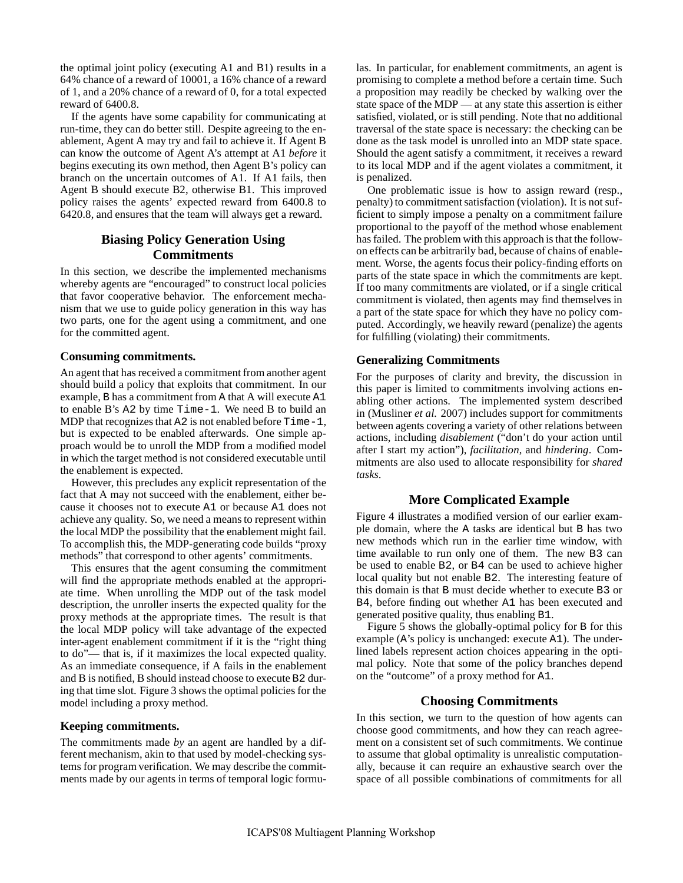the optimal joint policy (executing A1 and B1) results in a 64% chance of a reward of 10001, a 16% chance of a reward of 1, and a 20% chance of a reward of 0, for a total expected reward of 6400.8.

If the agents have some capability for communicating at run-time, they can do better still. Despite agreeing to the enablement, Agent A may try and fail to achieve it. If Agent B can know the outcome of Agent A's attempt at A1 *before* it begins executing its own method, then Agent B's policy can branch on the uncertain outcomes of A1. If A1 fails, then Agent B should execute B2, otherwise B1. This improved policy raises the agents' expected reward from 6400.8 to 6420.8, and ensures that the team will always get a reward.

## Biasing Policy Generation Using Commitments

In this section, we describe the implemented mechanisms whereby agents are "encouraged" to construct local policies that favor cooperative behavior. The enforcement mechanism that we use to guide policy generation in this way has two parts, one for the agent using a commitment, and one for the committed agent.

### Consuming commitments.

An agent that has received a commitment from another agent should build a policy that exploits that commitment. In our example, B has a commitment from A that A will execute A1 to enable B's A2 by time Time-1. We need B to build an MDP that recognizes that A2 is not enabled before Time-1, but is expected to be enabled afterwards. One simple approach would be to unroll the MDP from a modified model in which the target method is not considered executable until the enablement is expected.

However, this precludes any explicit representation of the fact that A may not succeed with the enablement, either because it chooses not to execute A1 or because A1 does not achieve any quality. So, we need a means to represent within the local MDP the possibility that the enablement might fail. To accomplish this, the MDP-generating code builds "proxy methods" that correspond to other agents' commitments.

This ensures that the agent consuming the commitment will find the appropriate methods enabled at the appropriate time. When unrolling the MDP out of the task model description, the unroller inserts the expected quality for the proxy methods at the appropriate times. The result is that the local MDP policy will take advantage of the expected inter-agent enablement commitment if it is the "right thing to do"— that is, if it maximizes the local expected quality. As an immediate consequence, if A fails in the enablement and B is notified, B should instead choose to execute B2 during that time slot. Figure 3 shows the optimal policies for the model including a proxy method.

### Keeping commitments.

The commitments made *by* an agent are handled by a different mechanism, akin to that used by model-checking systems for program verification. We may describe the commitments made by our agents in terms of temporal logic formulas. In particular, for enablement commitments, an agent is promising to complete a method before a certain time. Such a proposition may readily be checked by walking over the state space of the MDP — at any state this assertion is either satisfied, violated, or is still pending. Note that no additional traversal of the state space is necessary: the checking can be done as the task model is unrolled into an MDP state space. Should the agent satisfy a commitment, it receives a reward to its local MDP and if the agent violates a commitment, it is penalized.

One problematic issue is how to assign reward (resp., penalty) to commitment satisfaction (violation). It is not sufficient to simply impose a penalty on a commitment failure proportional to the payoff of the method whose enablement has failed. The problem with this approach is that the follow-on effects can be arbitrarily bad, because of chains of enablement. Worse, the agents focus their policy-finding efforts on parts of the state space in which the commitments are kept. If too many commitments are violated, or if a single critical commitment is violated, then agents may find themselves in a part of the state space for which they have no policy computed. Accordingly, we heavily reward (penalize) the agents for fulfilling (violating) their commitments.

### Generalizing Commitments

For the purposes of clarity and brevity, the discussion in this paper is limited to commitments involving actions enabling other actions. The implemented system described in (Musliner *et al.* 2007) includes support for commitments between agents covering a variety of other relations between actions, including *disablement* ("don't do your action until after I start my action"), *facilitation*, and *hindering*. Commitments are also used to allocate responsibility for *shared tasks*.

## More Complicated Example

Figure 4 illustrates a modified version of our earlier example domain, where the A tasks are identical but B has two new methods which run in the earlier time window, with time available to run only one of them. The new B3 can be used to enable B2, or B4 can be used to achieve higher local quality but not enable B2. The interesting feature of this domain is that B must decide whether to execute B3 or B4, before finding out whether A1 has been executed and generated positive quality, thus enabling B1.

Figure 5 shows the globally-optimal policy for B for this example (A's policy is unchanged: execute A1). The underlined labels represent action choices appearing in the optimal policy. Note that some of the policy branches depend on the "outcome" of a proxy method for A1.

## Choosing Commitments

In this section, we turn to the question of how agents can choose good commitments, and how they can reach agreement on a consistent set of such commitments. We continue to assume that global optimality is unrealistic computationally, because it can require an exhaustive search over the space of all possible combinations of commitments for all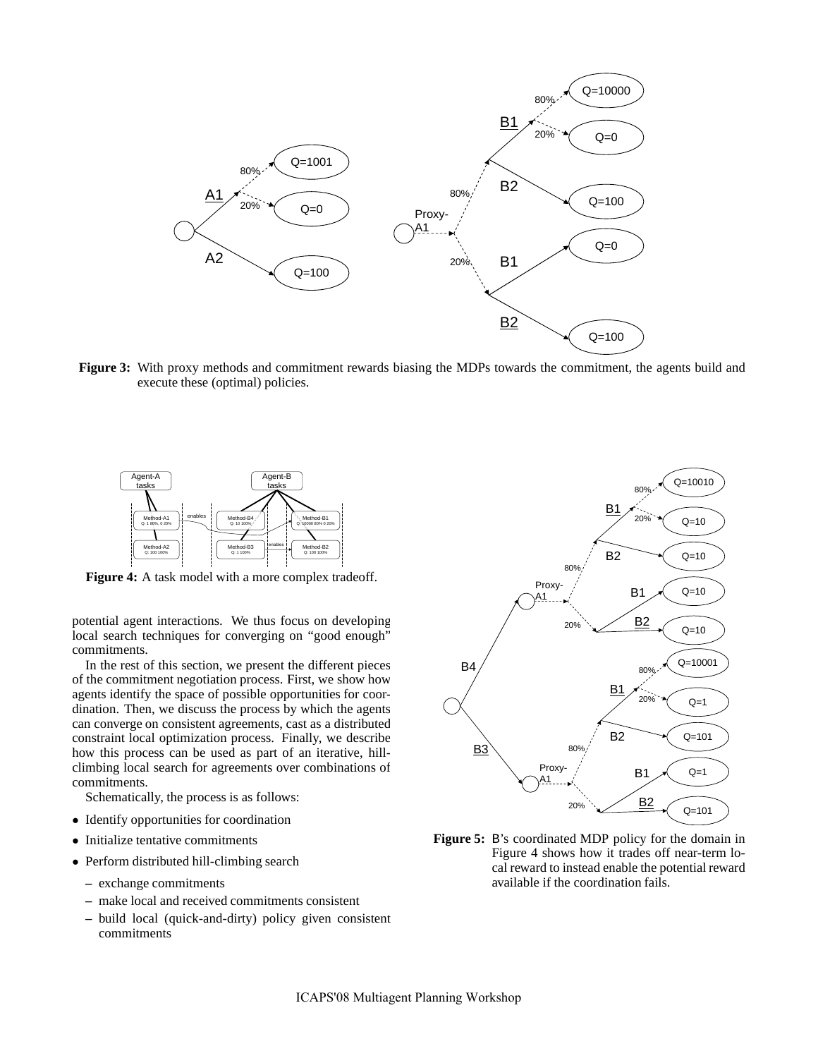**Figure 3:** With proxy methods and commitment rewards biasing the MDPs towards the commitment, the agents build and execute these (optimal) policies.

**Figure 4:** A task model with a more complex tradeoff.

potential agent interactions. We thus focus on developing local search techniques for converging on "good enough" commitments.

In the rest of this section, we present the different pieces of the commitment negotiation process. First, we show how agents identify the space of possible opportunities for coordination. Then, we discuss the process by which the agents can converge on consistent agreements, cast as a distributed constraint local optimization process. Finally, we describe how this process can be used as part of an iterative, hill-climbing local search for agreements over combinations of commitments.

Schematically, the process is as follows:

- Identify opportunities for coordination
- Initialize tentative commitments
- Perform distributed hill-climbing search
  - exchange commitments
  - make local and received commitments consistent
  - build local (quick-and-dirty) policy given consistent commitments

**Figure 5:** B's coordinated MDP policy for the domain in Figure 4 shows how it trades off near-term local reward to instead enable the potential reward available if the coordination fails.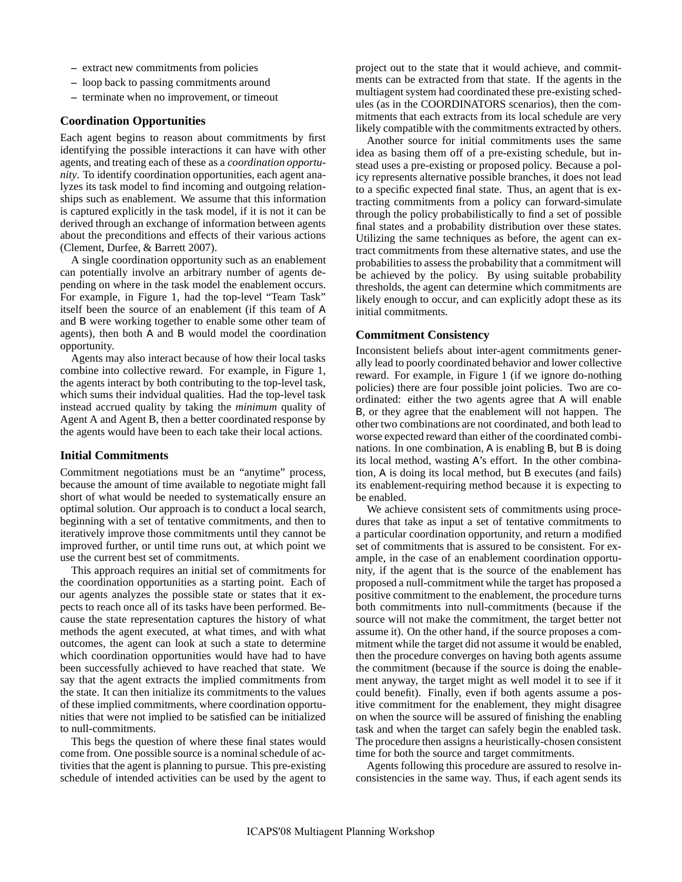– extract new commitments from policies
– loop back to passing commitments around
– terminate when no improvement, or timeout

### Coordination Opportunities

Each agent begins to reason about commitments by first identifying the possible interactions it can have with other agents, and treating each of these as a *coordination opportunity*. To identify coordination opportunities, each agent analyzes its task model to find incoming and outgoing relationships such as enablement. We assume that this information is captured explicitly in the task model, if it is not it can be derived through an exchange of information between agents about the preconditions and effects of their various actions (Clement, Durfee, & Barrett 2007).

A single coordination opportunity such as an enablement can potentially involve an arbitrary number of agents depending on where in the task model the enablement occurs. For example, in Figure 1, had the top-level "Team Task" itself been the source of an enablement (if this team of A and B were working together to enable some other team of agents), then both A and B would model the coordination opportunity.

Agents may also interact because of how their local tasks combine into collective reward. For example, in Figure 1, the agents interact by both contributing to the top-level task, which sums their indvidual qualities. Had the top-level task instead accrued quality by taking the *minimum* quality of Agent A and Agent B, then a better coordinated response by the agents would have been to each take their local actions.

### Initial Commitments

Commitment negotiations must be an "anytime" process, because the amount of time available to negotiate might fall short of what would be needed to systematically ensure an optimal solution. Our approach is to conduct a local search, beginning with a set of tentative commitments, and then to iteratively improve those commitments until they cannot be improved further, or until time runs out, at which point we use the current best set of commitments.

This approach requires an initial set of commitments for the coordination opportunities as a starting point. Each of our agents analyzes the possible state or states that it expects to reach once all of its tasks have been performed. Because the state representation captures the history of what methods the agent executed, at what times, and with what outcomes, the agent can look at such a state to determine which coordination opportunities would have had to have been successfully achieved to have reached that state. We say that the agent extracts the implied commitments from the state. It can then initialize its commitments to the values of these implied commitments, where coordination opportunities that were not implied to be satisfied can be initialized to null-commitments.

This begs the question of where these final states would come from. One possible source is a nominal schedule of activities that the agent is planning to pursue. This pre-existing schedule of intended activities can be used by the agent to project out to the state that it would achieve, and commitments can be extracted from that state. If the agents in the multiagent system had coordinated these pre-existing schedules (as in the COORDINATORS scenarios), then the commitments that each extracts from its local schedule are very likely compatible with the commitments extracted by others.

Another source for initial commitments uses the same idea as basing them off of a pre-existing schedule, but instead uses a pre-existing or proposed policy. Because a policy represents alternative possible branches, it does not lead to a specific expected final state. Thus, an agent that is extracting commitments from a policy can forward-simulate through the policy probabilistically to find a set of possible final states and a probability distribution over these states. Utilizing the same techniques as before, the agent can extract commitments from these alternative states, and use the probabilities to assess the probability that a commitment will be achieved by the policy. By using suitable probability thresholds, the agent can determine which commitments are likely enough to occur, and can explicitly adopt these as its initial commitments.

### Commitment Consistency

Inconsistent beliefs about inter-agent commitments generally lead to poorly coordinated behavior and lower collective reward. For example, in Figure 1 (if we ignore do-nothing policies) there are four possible joint policies. Two are coordinated: either the two agents agree that A will enable B, or they agree that the enablement will not happen. The other two combinations are not coordinated, and both lead to worse expected reward than either of the coordinated combinations. In one combination, A is enabling B, but B is doing its local method, wasting A's effort. In the other combination, A is doing its local method, but B executes (and fails) its enablement-requiring method because it is expecting to be enabled.

We achieve consistent sets of commitments using procedures that take as input a set of tentative commitments to a particular coordination opportunity, and return a modified set of commitments that is assured to be consistent. For example, in the case of an enablement coordination opportunity, if the agent that is the source of the enablement has proposed a null-commitment while the target has proposed a positive commitment to the enablement, the procedure turns both commitments into null-commitments (because if the source will not make the commitment, the target better not assume it). On the other hand, if the source proposes a commitment while the target did not assume it would be enabled, then the procedure converges on having both agents assume the commitment (because if the source is doing the enablement anyway, the target might as well model it to see if it could benefit). Finally, even if both agents assume a positive commitment for the enablement, they might disagree on when the source will be assured of finishing the enabling task and when the target can safely begin the enabled task. The procedure then assigns a heuristically-chosen consistent time for both the source and target commitments.

Agents following this procedure are assured to resolve inconsistencies in the same way. Thus, if each agent sends its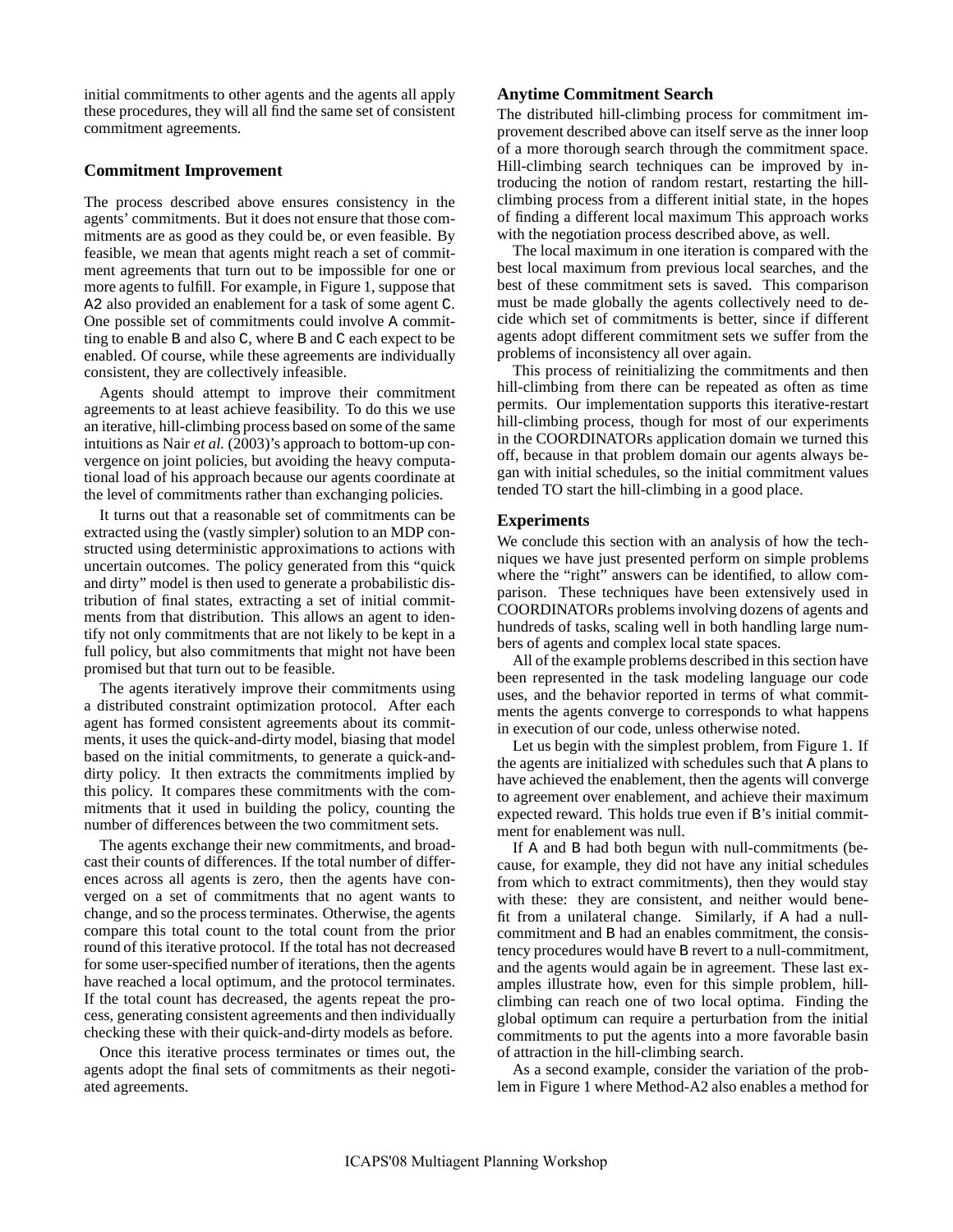initial commitments to other agents and the agents all apply these procedures, they will all find the same set of consistent commitment agreements.

### Commitment Improvement

The process described above ensures consistency in the agents' commitments. But it does not ensure that those commitments are as good as they could be, or even feasible. By feasible, we mean that agents might reach a set of commitment agreements that turn out to be impossible for one or more agents to fulfill. For example, in Figure 1, suppose that A2 also provided an enablement for a task of some agent C. One possible set of commitments could involve A committing to enable B and also C, where B and C each expect to be enabled. Of course, while these agreements are individually consistent, they are collectively infeasible.

Agents should attempt to improve their commitment agreements to at least achieve feasibility. To do this we use an iterative, hill-climbing process based on some of the same intuitions as Nair *et al.* (2003)'s approach to bottom-up convergence on joint policies, but avoiding the heavy computational load of his approach because our agents coordinate at the level of commitments rather than exchanging policies.

It turns out that a reasonable set of commitments can be extracted using the (vastly simpler) solution to an MDP constructed using deterministic approximations to actions with uncertain outcomes. The policy generated from this "quick and dirty" model is then used to generate a probabilistic distribution of final states, extracting a set of initial commitments from that distribution. This allows an agent to identify not only commitments that are not likely to be kept in a full policy, but also commitments that might not have been promised but that turn out to be feasible.

The agents iteratively improve their commitments using a distributed constraint optimization protocol. After each agent has formed consistent agreements about its commitments, it uses the quick-and-dirty model, biasing that model based on the initial commitments, to generate a quick-and-dirty policy. It then extracts the commitments implied by this policy. It compares these commitments with the commitments that it used in building the policy, counting the number of differences between the two commitment sets.

The agents exchange their new commitments, and broadcast their counts of differences. If the total number of differences across all agents is zero, then the agents have converged on a set of commitments that no agent wants to change, and so the process terminates. Otherwise, the agents compare this total count to the total count from the prior round of this iterative protocol. If the total has not decreased for some user-specified number of iterations, then the agents have reached a local optimum, and the protocol terminates. If the total count has decreased, the agents repeat the process, generating consistent agreements and then individually checking these with their quick-and-dirty models as before.

Once this iterative process terminates or times out, the agents adopt the final sets of commitments as their negotiated agreements.

### Anytime Commitment Search

The distributed hill-climbing process for commitment improvement described above can itself serve as the inner loop of a more thorough search through the commitment space. Hill-climbing search techniques can be improved by introducing the notion of random restart, restarting the hill-climbing process from a different initial state, in the hopes of finding a different local maximum This approach works with the negotiation process described above, as well.

The local maximum in one iteration is compared with the best local maximum from previous local searches, and the best of these commitment sets is saved. This comparison must be made globally the agents collectively need to decide which set of commitments is better, since if different agents adopt different commitment sets we suffer from the problems of inconsistency all over again.

This process of reinitializing the commitments and then hill-climbing from there can be repeated as often as time permits. Our implementation supports this iterative-restart hill-climbing process, though for most of our experiments in the COORDINATORs application domain we turned this off, because in that problem domain our agents always began with initial schedules, so the initial commitment values tended TO start the hill-climbing in a good place.

### Experiments

We conclude this section with an analysis of how the techniques we have just presented perform on simple problems where the "right" answers can be identified, to allow comparison. These techniques have been extensively used in COORDINATORs problems involving dozens of agents and hundreds of tasks, scaling well in both handling large numbers of agents and complex local state spaces.

All of the example problems described in this section have been represented in the task modeling language our code uses, and the behavior reported in terms of what commitments the agents converge to corresponds to what happens in execution of our code, unless otherwise noted.

Let us begin with the simplest problem, from Figure 1. If the agents are initialized with schedules such that A plans to have achieved the enablement, then the agents will converge to agreement over enablement, and achieve their maximum expected reward. This holds true even if B's initial commitment for enablement was null.

If A and B had both begun with null-commitments (because, for example, they did not have any initial schedules from which to extract commitments), then they would stay with these: they are consistent, and neither would benefit from a unilateral change. Similarly, if A had a null-commitment and B had an enables commitment, the consistency procedures would have B revert to a null-commitment, and the agents would again be in agreement. These last examples illustrate how, even for this simple problem, hill-climbing can reach one of two local optima. Finding the global optimum can require a perturbation from the initial commitments to put the agents into a more favorable basin of attraction in the hill-climbing search.

As a second example, consider the variation of the problem in Figure 1 where Method-A2 also enables a method for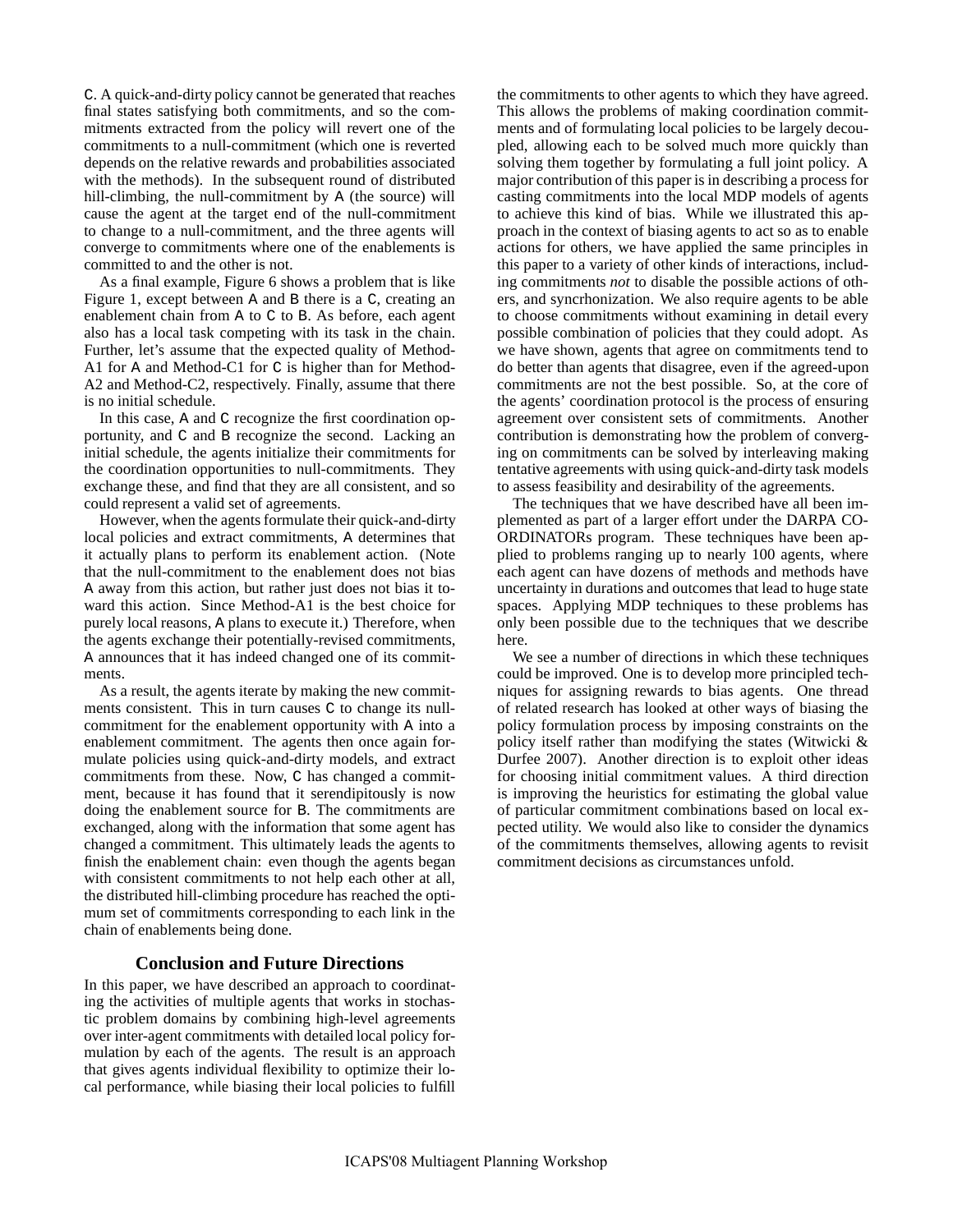C. A quick-and-dirty policy cannot be generated that reaches final states satisfying both commitments, and so the commitments extracted from the policy will revert one of the commitments to a null-commitment (which one is reverted depends on the relative rewards and probabilities associated with the methods). In the subsequent round of distributed hill-climbing, the null-commitment by A (the source) will cause the agent at the target end of the null-commitment to change to a null-commitment, and the three agents will converge to commitments where one of the enablements is committed to and the other is not.

As a final example, Figure 6 shows a problem that is like Figure 1, except between A and B there is a C, creating an enablement chain from A to C to B. As before, each agent also has a local task competing with its task in the chain. Further, let's assume that the expected quality of Method-A1 for A and Method-C1 for C is higher than for Method-A2 and Method-C2, respectively. Finally, assume that there is no initial schedule.

In this case, A and C recognize the first coordination opportunity, and C and B recognize the second. Lacking an initial schedule, the agents initialize their commitments for the coordination opportunities to null-commitments. They exchange these, and find that they are all consistent, and so could represent a valid set of agreements.

However, when the agents formulate their quick-and-dirty local policies and extract commitments, A determines that it actually plans to perform its enablement action. (Note that the null-commitment to the enablement does not bias A away from this action, but rather just does not bias it toward this action. Since Method-A1 is the best choice for purely local reasons, A plans to execute it.) Therefore, when the agents exchange their potentially-revised commitments, A announces that it has indeed changed one of its commitments.

As a result, the agents iterate by making the new commitments consistent. This in turn causes C to change its null-commitment for the enablement opportunity with A into a enablement commitment. The agents then once again formulate policies using quick-and-dirty models, and extract commitments from these. Now, C has changed a commitment, because it has found that it serendipitously is now doing the enablement source for B. The commitments are exchanged, along with the information that some agent has changed a commitment. This ultimately leads the agents to finish the enablement chain: even though the agents began with consistent commitments to not help each other at all, the distributed hill-climbing procedure has reached the optimum set of commitments corresponding to each link in the chain of enablements being done.

## Conclusion and Future Directions

In this paper, we have described an approach to coordinating the activities of multiple agents that works in stochastic problem domains by combining high-level agreements over inter-agent commitments with detailed local policy formulation by each of the agents. The result is an approach that gives agents individual flexibility to optimize their local performance, while biasing their local policies to fulfill the commitments to other agents to which they have agreed. This allows the problems of making coordination commitments and of formulating local policies to be largely decoupled, allowing each to be solved much more quickly than solving them together by formulating a full joint policy. A major contribution of this paper is in describing a process for casting commitments into the local MDP models of agents to achieve this kind of bias. While we illustrated this approach in the context of biasing agents to act so as to enable actions for others, we have applied the same principles in this paper to a variety of other kinds of interactions, including commitments *not* to disable the possible actions of others, and syncrhonization. We also require agents to be able to choose commitments without examining in detail every possible combination of policies that they could adopt. As we have shown, agents that agree on commitments tend to do better than agents that disagree, even if the agreed-upon commitments are not the best possible. So, at the core of the agents' coordination protocol is the process of ensuring agreement over consistent sets of commitments. Another contribution is demonstrating how the problem of converging on commitments can be solved by interleaving making tentative agreements with using quick-and-dirty task models to assess feasibility and desirability of the agreements.

The techniques that we have described have all been implemented as part of a larger effort under the DARPA COORDINATORs program. These techniques have been applied to problems ranging up to nearly 100 agents, where each agent can have dozens of methods and methods have uncertainty in durations and outcomes that lead to huge state spaces. Applying MDP techniques to these problems has only been possible due to the techniques that we describe here.

We see a number of directions in which these techniques could be improved. One is to develop more principled techniques for assigning rewards to bias agents. One thread of related research has looked at other ways of biasing the policy formulation process by imposing constraints on the policy itself rather than modifying the states (Witwicki & Durfee 2007). Another direction is to exploit other ideas for choosing initial commitment values. A third direction is improving the heuristics for estimating the global value of particular commitment combinations based on local expected utility. We would also like to consider the dynamics of the commitments themselves, allowing agents to revisit commitment decisions as circumstances unfold.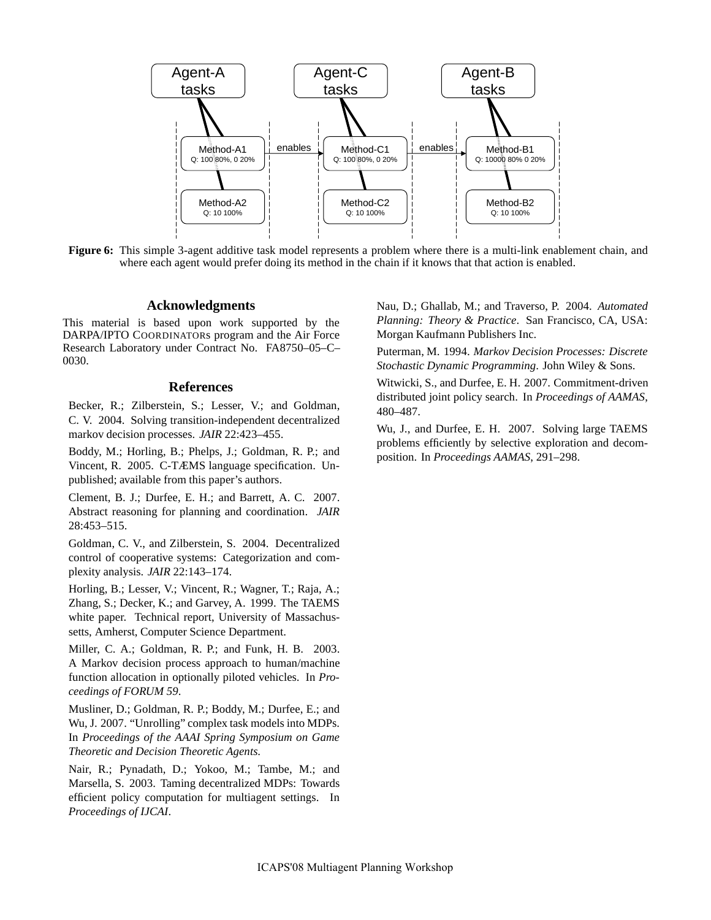Agent-A tasks

Agent-C tasks

Agent-B tasks

Method-A1
Q: 100 80%, 0 20%

enables

Method-C1
Q: 100 80%, 0 20%

enables

Method-B1
Q: 10000 80% 0 20%

Method-A2
Q: 10 100%

Method-C2
Q: 10 100%

Method-B2
Q: 10 100%

**Figure 6:** This simple 3-agent additive task model represents a problem where there is a multi-link enablement chain, and where each agent would prefer doing its method in the chain if it knows that that action is enabled.

## Acknowledgments

This material is based upon work supported by the DARPA/IPTO COORDINATORs program and the Air Force Research Laboratory under Contract No. FA8750–05–C–0030.

## References

Becker, R.; Zilberstein, S.; Lesser, V.; and Goldman, C. V. 2004. Solving transition-independent decentralized markov decision processes. *JAIR* 22:423–455.

Boddy, M.; Horling, B.; Phelps, J.; Goldman, R. P.; and Vincent, R. 2005. C-TÆMS language specification. Unpublished; available from this paper's authors.

Clement, B. J.; Durfee, E. H.; and Barrett, A. C. 2007. Abstract reasoning for planning and coordination. *JAIR* 28:453–515.

Goldman, C. V., and Zilberstein, S. 2004. Decentralized control of cooperative systems: Categorization and complexity analysis. *JAIR* 22:143–174.

Horling, B.; Lesser, V.; Vincent, R.; Wagner, T.; Raja, A.; Zhang, S.; Decker, K.; and Garvey, A. 1999. The TAEMS white paper. Technical report, University of Massachussetts, Amherst, Computer Science Department.

Miller, C. A.; Goldman, R. P.; and Funk, H. B. 2003. A Markov decision process approach to human/machine function allocation in optionally piloted vehicles. In *Proceedings of FORUM 59*.

Musliner, D.; Goldman, R. P.; Boddy, M.; Durfee, E.; and Wu, J. 2007. "Unrolling" complex task models into MDPs. In *Proceedings of the AAAI Spring Symposium on Game Theoretic and Decision Theoretic Agents*.

Nair, R.; Pynadath, D.; Yokoo, M.; Tambe, M.; and Marsella, S. 2003. Taming decentralized MDPs: Towards efficient policy computation for multiagent settings. In *Proceedings of IJCAI*.

Nau, D.; Ghallab, M.; and Traverso, P. 2004. *Automated Planning: Theory & Practice*. San Francisco, CA, USA: Morgan Kaufmann Publishers Inc.

Puterman, M. 1994. *Markov Decision Processes: Discrete Stochastic Dynamic Programming*. John Wiley & Sons.

Witwicki, S., and Durfee, E. H. 2007. Commitment-driven distributed joint policy search. In *Proceedings of AAMAS*, 480–487.

Wu, J., and Durfee, E. H. 2007. Solving large TAEMS problems efficiently by selective exploration and decomposition. In *Proceedings AAMAS*, 291–298.